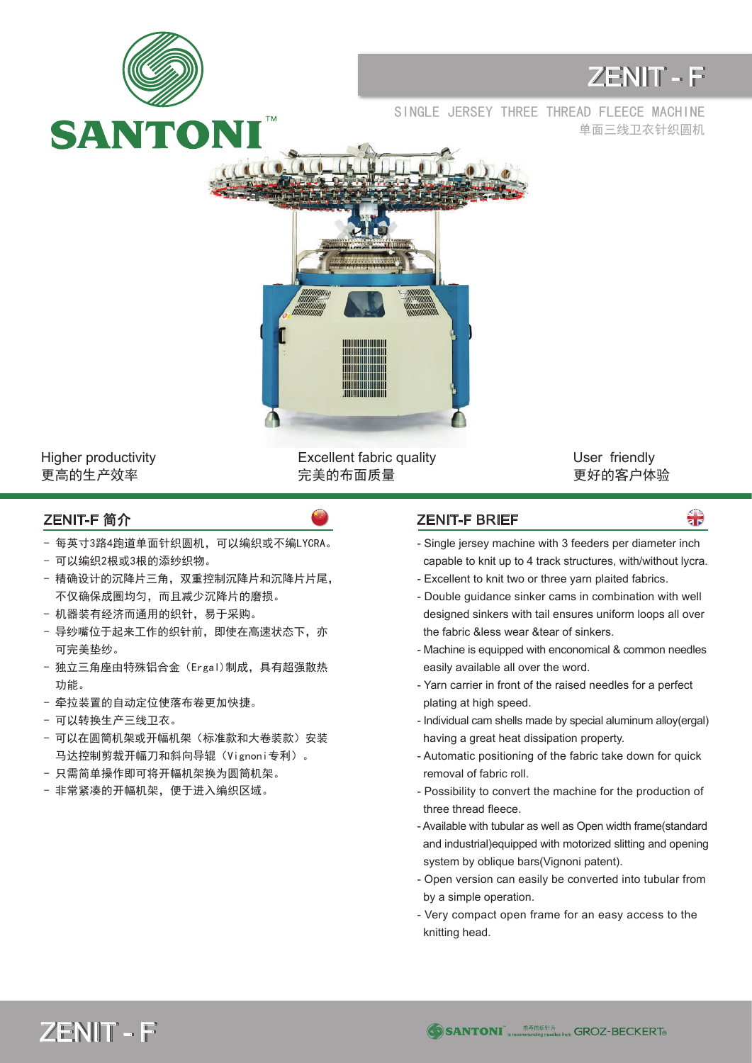SANTONI™

# ZENIT - F

SINGLE JERSEY THREE THREAD FLEECE MACHINE
单面三线卫衣针织圆机

Higher productivity
更高的生产效率

Excellent fabric quality
完美的布面质量

User friendly
更好的客户体验

## ZENIT-F 简介

- 每英寸3路4跑道单面针织圆机，可以编织或不编LYCRA。
- 可以编织2根或3根的添纱织物。
- 精确设计的沉降片三角，双重控制沉降片和沉降片片尾，不仅确保成圈均匀，而且减少沉降片的磨损。
- 机器装有经济而通用的织针，易于采购。
- 导纱嘴位于起来工作的织针前，即使在高速状态下，亦可完美垫纱。
- 独立三角座由特殊铝合金（Ergal）制成，具有超强散热功能。
- 牵拉装置的自动定位使落布卷更加快捷。
- 可以转换生产三线卫衣。
- 可以在圆筒机架或开幅机架（标准款和大卷装款）安装马达控制剪裁开幅刀和斜向导辊（Vignoni专利）。
- 只需简单操作即可将开幅机架换为圆筒机架。
- 非常紧凑的开幅机架，便于进入编织区域。

## ZENIT-F BRIEF

- Single jersey machine with 3 feeders per diameter inch capable to knit up to 4 track structures, with/without lycra.
- Excellent to knit two or three yarn plaited fabrics.
- Double guidance sinker cams in combination with well designed sinkers with tail ensures uniform loops all over the fabric &less wear &tear of sinkers.
- Machine is equipped with enconomical & common needles easily available all over the word.
- Yarn carrier in front of the raised needles for a perfect plating at high speed.
- Individual cam shells made by special aluminum alloy(ergal) having a great heat dissipation property.
- Automatic positioning of the fabric take down for quick removal of fabric roll.
- Possibility to convert the machine for the production of three thread fleece.
- Available with tubular as well as Open width frame(standard and industrial)equipped with motorized slitting and opening system by oblique bars(Vignoni patent).
- Open version can easily be converted into tubular from by a simple operation.
- Very compact open frame for an easy access to the knitting head.

ZENIT - F

SANTONI is recommending needles from GROZ-BECKERT®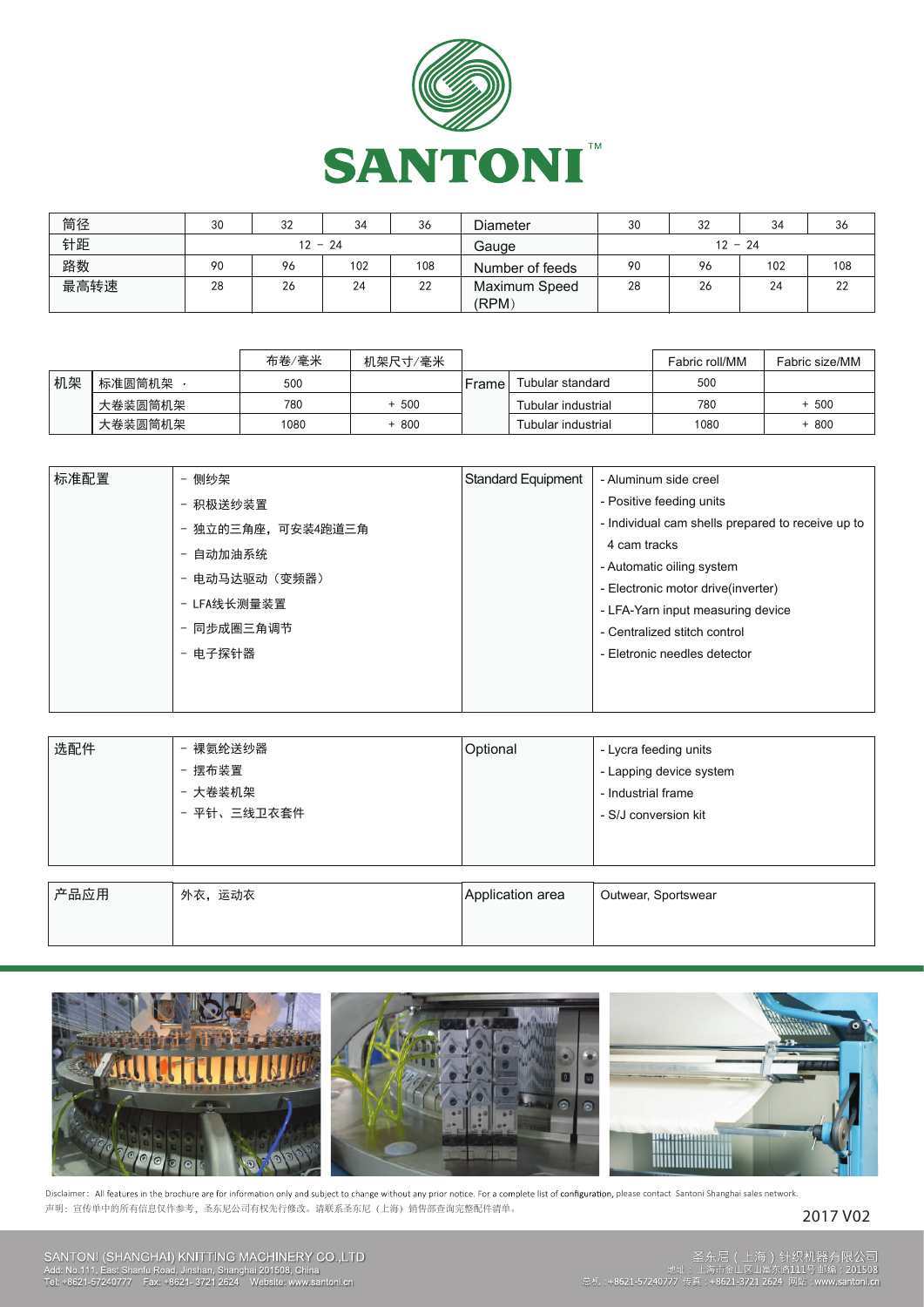# SANTONI™

| 筒径 | 30 | 32 | 34 | 36 | Diameter | 30 | 32 | 34 | 36 |
|---|---|---|---|---|---|---|---|---|---|
| 针距 | 12 – 24 | | | | Gauge | 12 – 24 | | | |
| 路数 | 90 | 96 | 102 | 108 | Number of feeds | 90 | 96 | 102 | 108 |
| 最高转速 | 28 | 26 | 24 | 22 | Maximum Speed (RPM) | 28 | 26 | 24 | 22 |

| | | 布卷/毫米 | 机架尺寸/毫米 | | | Fabric roll/MM | Fabric size/MM |
|---|---|---|---|---|---|---|---|
| 机架 | 标准圆筒机架 | 500 | | Frame | Tubular standard | 500 | |
| | 大卷装圆筒机架 | 780 | + 500 | | Tubular industrial | 780 | + 500 |
| | 大卷装圆筒机架 | 1080 | + 800 | | Tubular industrial | 1080 | + 800 |

| 标准配置 | | Standard Equipment | |
|---|---|---|---|
| | - 侧纱架<br>- 积极送纱装置<br>- 独立的三角座，可安装4跑道三角<br>- 自动加油系统<br>- 电动马达驱动（变频器）<br>- LFA线长测量装置<br>- 同步成圈三角调节<br>- 电子探针器 | | - Aluminum side creel<br>- Positive feeding units<br>- Individual cam shells prepared to receive up to 4 cam tracks<br>- Automatic oiling system<br>- Electronic motor drive(inverter)<br>- LFA-Yarn input measuring device<br>- Centralized stitch control<br>- Eletronic needles detector |

| 选配件 | | Optional | |
|---|---|---|---|
| | - 裸氨纶送纱器<br>- 摆布装置<br>- 大卷装机架<br>- 平针、三线卫衣套件 | | - Lycra feeding units<br>- Lapping device system<br>- Industrial frame<br>- S/J conversion kit |

| 产品应用 | | Application area | |
|---|---|---|---|
| | 外衣，运动衣 | | Outwear, Sportswear |

Disclaimer：All features in the brochure are for information only and subject to change without any prior notice. For a complete list of configuration, please contact Santoni Shanghai sales network.

声明：宣传单中的所有信息仅作参考，圣东尼公司有权先行修改。请联系圣东尼（上海）销售部查询完整配件清单。

2017 V02

SANTONI (SHANGHAI) KNITTING MACHINERY CO.,LTD
Add: No.111, East Shanfu Road, Jinshan, Shanghai 201508, China
Tel: +8621-57240777 Fax: +8621-3721 2624 Website: www.santoni.cn

圣东尼（上海）针织机器有限公司
地址：上海市金山区山福东路111号 邮编：201508
总机：+8621-57240777 传真：+8621-3721 2624 网站：www.santoni.cn